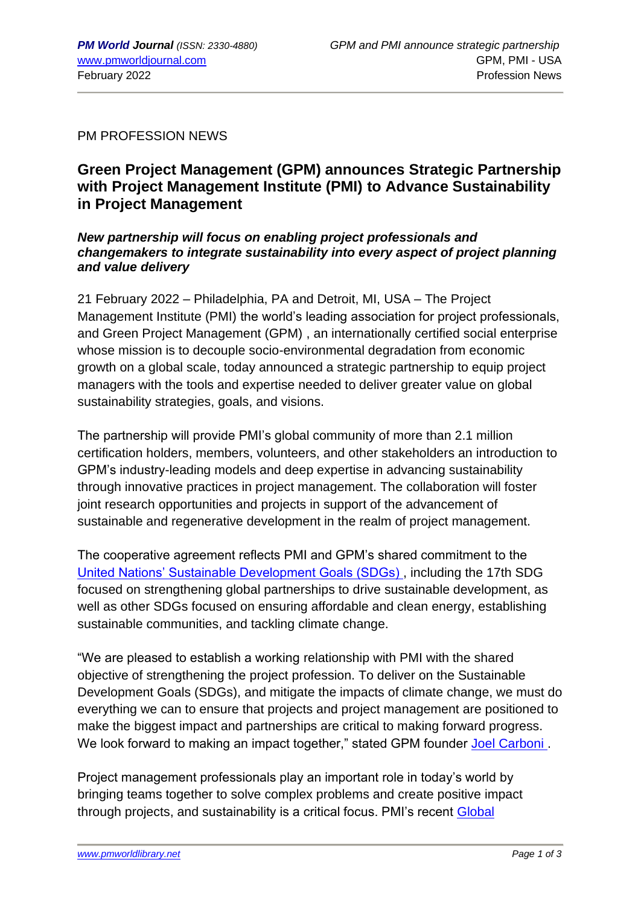PM PROFESSION NEWS

## Green Project Management (GPM) announces Strategic Partnership with Project Management Institute (PMI) to Advance Sustainability in Project Management

***New partnership will focus on enabling project professionals and changemakers to integrate sustainability into every aspect of project planning and value delivery***

21 February 2022 – Philadelphia, PA and Detroit, MI, USA – The Project Management Institute (PMI) the world's leading association for project professionals, and Green Project Management (GPM) , an internationally certified social enterprise whose mission is to decouple socio-environmental degradation from economic growth on a global scale, today announced a strategic partnership to equip project managers with the tools and expertise needed to deliver greater value on global sustainability strategies, goals, and visions.

The partnership will provide PMI's global community of more than 2.1 million certification holders, members, volunteers, and other stakeholders an introduction to GPM's industry-leading models and deep expertise in advancing sustainability through innovative practices in project management. The collaboration will foster joint research opportunities and projects in support of the advancement of sustainable and regenerative development in the realm of project management.

The cooperative agreement reflects PMI and GPM's shared commitment to the United Nations' Sustainable Development Goals (SDGs) , including the 17th SDG focused on strengthening global partnerships to drive sustainable development, as well as other SDGs focused on ensuring affordable and clean energy, establishing sustainable communities, and tackling climate change.

"We are pleased to establish a working relationship with PMI with the shared objective of strengthening the project profession. To deliver on the Sustainable Development Goals (SDGs), and mitigate the impacts of climate change, we must do everything we can to ensure that projects and project management are positioned to make the biggest impact and partnerships are critical to making forward progress. We look forward to making an impact together," stated GPM founder Joel Carboni .

Project management professionals play an important role in today's world by bringing teams together to solve complex problems and create positive impact through projects, and sustainability is a critical focus. PMI's recent Global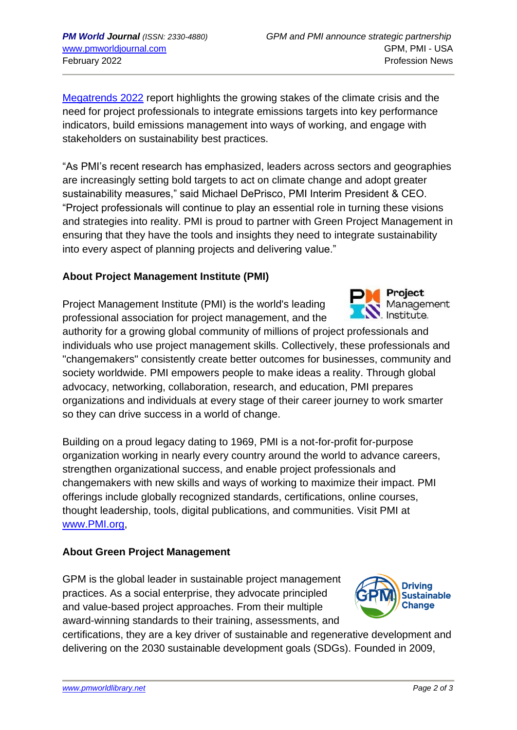[Megatrends 2022](https://www.pmi.org/learning/thought-leadership/megatrends) report highlights the growing stakes of the climate crisis and the need for project professionals to integrate emissions targets into key performance indicators, build emissions management into ways of working, and engage with stakeholders on sustainability best practices.

"As PMI's recent research has emphasized, leaders across sectors and geographies are increasingly setting bold targets to act on climate change and adopt greater sustainability measures," said Michael DePrisco, PMI Interim President & CEO. "Project professionals will continue to play an essential role in turning these visions and strategies into reality. PMI is proud to partner with Green Project Management in ensuring that they have the tools and insights they need to integrate sustainability into every aspect of planning projects and delivering value."

**About Project Management Institute (PMI)**

Project Management Institute (PMI) is the world's leading professional association for project management, and the authority for a growing global community of millions of project professionals and individuals who use project management skills. Collectively, these professionals and "changemakers" consistently create better outcomes for businesses, community and society worldwide. PMI empowers people to make ideas a reality. Through global advocacy, networking, collaboration, research, and education, PMI prepares organizations and individuals at every stage of their career journey to work smarter so they can drive success in a world of change.

Building on a proud legacy dating to 1969, PMI is a not-for-profit for-purpose organization working in nearly every country around the world to advance careers, strengthen organizational success, and enable project professionals and changemakers with new skills and ways of working to maximize their impact. PMI offerings include globally recognized standards, certifications, online courses, thought leadership, tools, digital publications, and communities. Visit PMI at [www.PMI.org](http://www.PMI.org),

**About Green Project Management**

GPM is the global leader in sustainable project management practices. As a social enterprise, they advocate principled and value-based project approaches. From their multiple award-winning standards to their training, assessments, and certifications, they are a key driver of sustainable and regenerative development and delivering on the 2030 sustainable development goals (SDGs). Founded in 2009,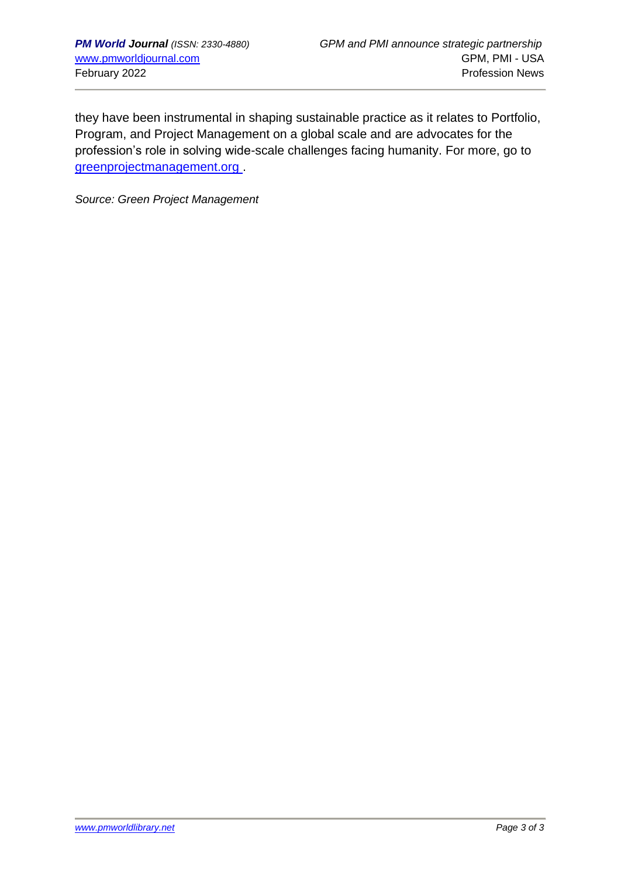they have been instrumental in shaping sustainable practice as it relates to Portfolio, Program, and Project Management on a global scale and are advocates for the profession's role in solving wide-scale challenges facing humanity. For more, go to [greenprojectmanagement.org](greenprojectmanagement.org) .

*Source: Green Project Management*